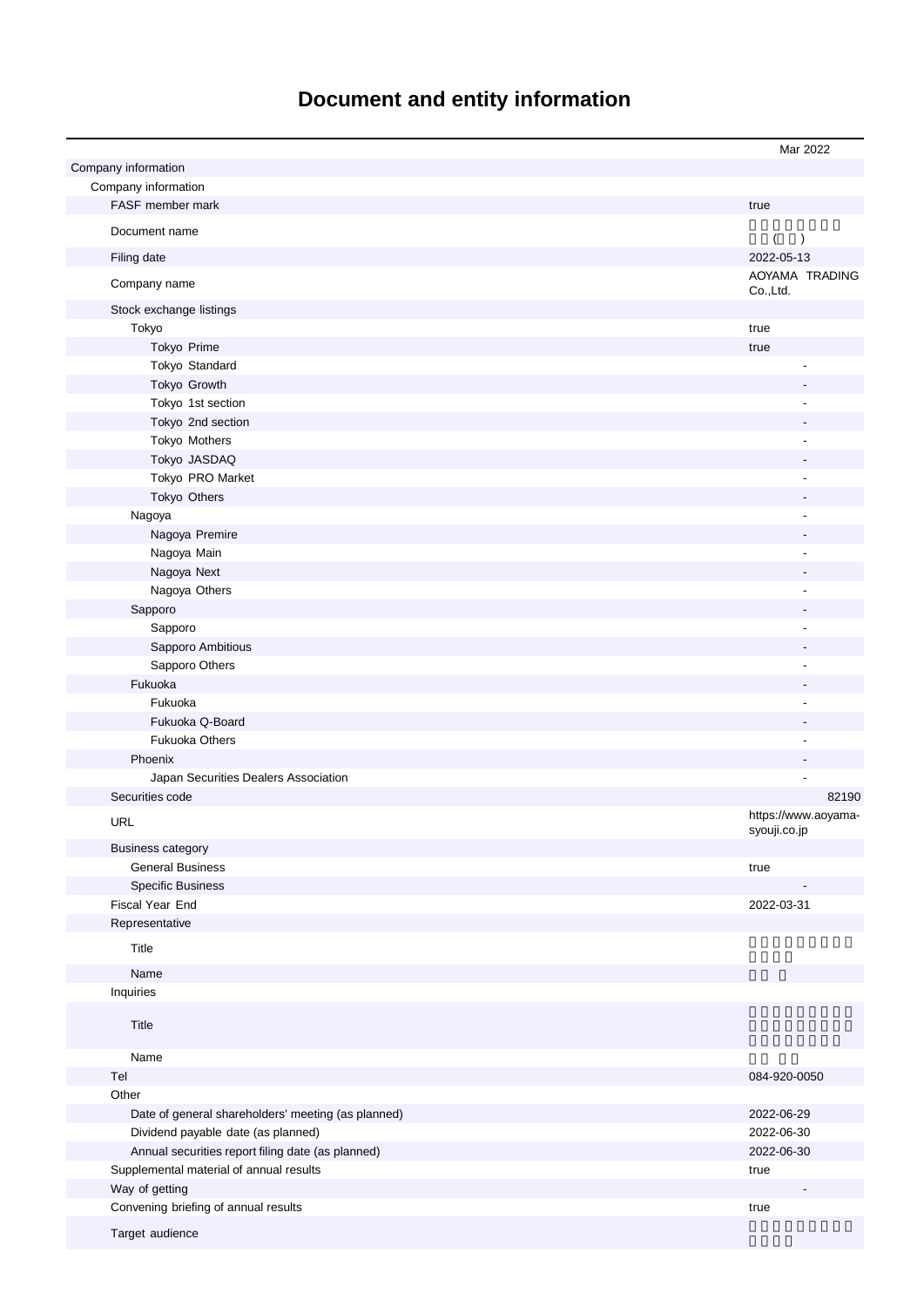# Document and entity information

| | Mar 2022 |
|---|---|
| Company information | |
| Company information | |
| FASF member mark | true |
| Document name | ( ) |
| Filing date | 2022-05-13 |
| Company name | AOYAMA TRADING Co.,Ltd. |
| Stock exchange listings | |
| Tokyo | true |
| Tokyo Prime | true |
| Tokyo Standard | - |
| Tokyo Growth | - |
| Tokyo 1st section | - |
| Tokyo 2nd section | - |
| Tokyo Mothers | - |
| Tokyo JASDAQ | - |
| Tokyo PRO Market | - |
| Tokyo Others | - |
| Nagoya | - |
| Nagoya Premire | - |
| Nagoya Main | - |
| Nagoya Next | - |
| Nagoya Others | - |
| Sapporo | - |
| Sapporo | - |
| Sapporo Ambitious | - |
| Sapporo Others | - |
| Fukuoka | - |
| Fukuoka | - |
| Fukuoka Q-Board | - |
| Fukuoka Others | - |
| Phoenix | - |
| Japan Securities Dealers Association | - |
| Securities code | 82190 |
| URL | https://www.aoyama-syouji.co.jp |
| Business category | |
| General Business | true |
| Specific Business | - |
| Fiscal Year End | 2022-03-31 |
| Representative | |
| Title | |
| Name | |
| Inquiries | |
| Title | |
| Name | |
| Tel | 084-920-0050 |
| Other | |
| Date of general shareholders' meeting (as planned) | 2022-06-29 |
| Dividend payable date (as planned) | 2022-06-30 |
| Annual securities report filing date (as planned) | 2022-06-30 |
| Supplemental material of annual results | true |
| Way of getting | - |
| Convening briefing of annual results | true |
| Target audience | |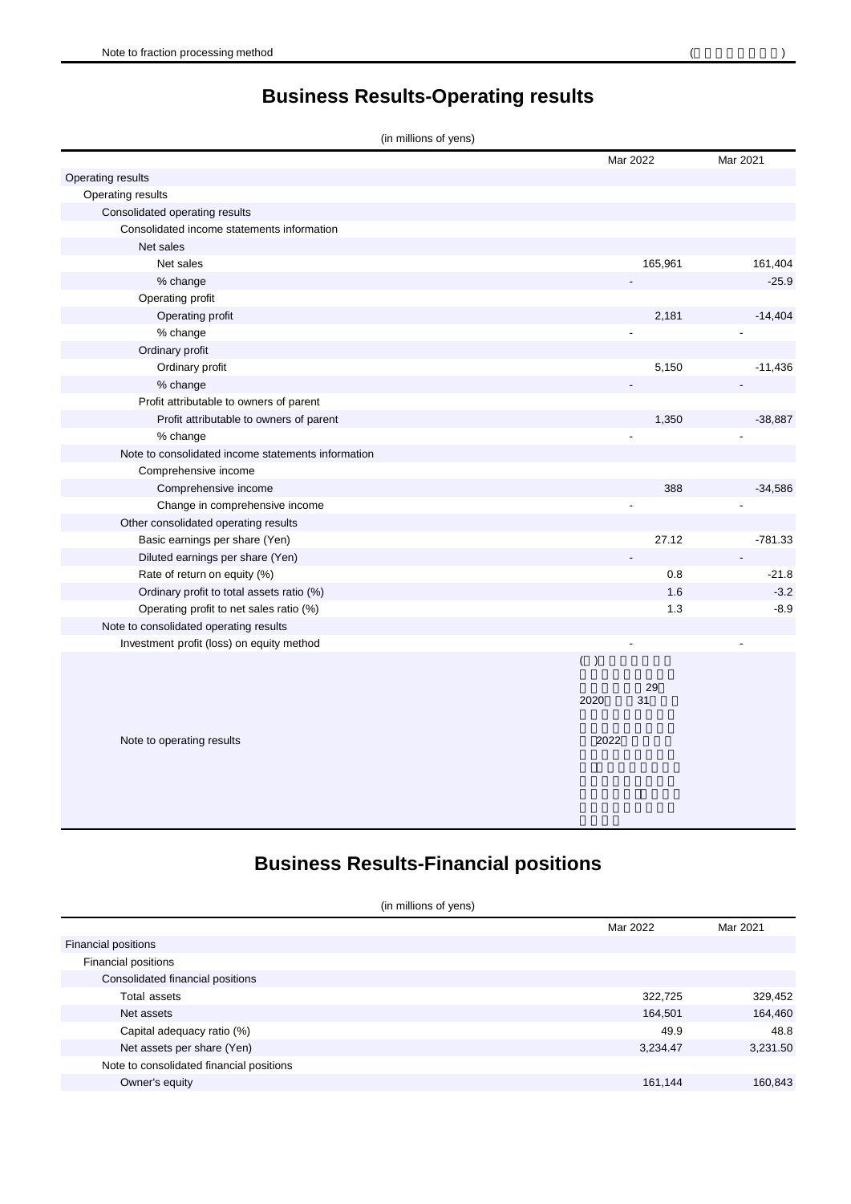Note to fraction processing method ( )

# Business Results-Operating results

(in millions of yens)

| | Mar 2022 | Mar 2021 |
|---|---|---|
| Operating results | | |
| Operating results | | |
| Consolidated operating results | | |
| Consolidated income statements information | | |
| Net sales | | |
| Net sales | 165,961 | 161,404 |
| % change | - | -25.9 |
| Operating profit | | |
| Operating profit | 2,181 | -14,404 |
| % change | - | - |
| Ordinary profit | | |
| Ordinary profit | 5,150 | -11,436 |
| % change | - | - |
| Profit attributable to owners of parent | | |
| Profit attributable to owners of parent | 1,350 | -38,887 |
| % change | - | - |
| Note to consolidated income statements information | | |
| Comprehensive income | | |
| Comprehensive income | 388 | -34,586 |
| Change in comprehensive income | - | - |
| Other consolidated operating results | | |
| Basic earnings per share (Yen) | 27.12 | -781.33 |
| Diluted earnings per share (Yen) | - | - |
| Rate of return on equity (%) | 0.8 | -21.8 |
| Ordinary profit to total assets ratio (%) | 1.6 | -3.2 |
| Operating profit to net sales ratio (%) | 1.3 | -8.9 |
| Note to consolidated operating results | | |
| Investment profit (loss) on equity method | - | - |
| Note to operating results | ( ) 29 2020 31 2022 | |

# Business Results-Financial positions

(in millions of yens)

| | Mar 2022 | Mar 2021 |
|---|---|---|
| Financial positions | | |
| Financial positions | | |
| Consolidated financial positions | | |
| Total assets | 322,725 | 329,452 |
| Net assets | 164,501 | 164,460 |
| Capital adequacy ratio (%) | 49.9 | 48.8 |
| Net assets per share (Yen) | 3,234.47 | 3,231.50 |
| Note to consolidated financial positions | | |
| Owner's equity | 161,144 | 160,843 |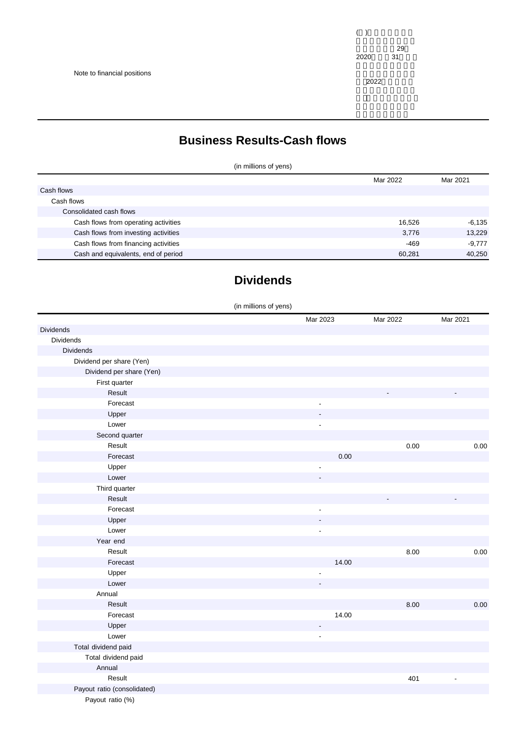| | |
|---|---|
| Note to financial positions | ( ) 29 2020 31 2022 |

## Business Results-Cash flows

(in millions of yens)

| | Mar 2022 | Mar 2021 |
|---|---|---|
| Cash flows | | |
| Cash flows | | |
| Consolidated cash flows | | |
| Cash flows from operating activities | 16,526 | -6,135 |
| Cash flows from investing activities | 3,776 | 13,229 |
| Cash flows from financing activities | -469 | -9,777 |
| Cash and equivalents, end of period | 60,281 | 40,250 |

## Dividends

(in millions of yens)

| | Mar 2023 | Mar 2022 | Mar 2021 |
|---|---|---|---|
| Dividends | | | |
| Dividends | | | |
| Dividends | | | |
| Dividend per share (Yen) | | | |
| Dividend per share (Yen) | | | |
| First quarter | | | |
| Result | | - | - |
| Forecast | - | | |
| Upper | - | | |
| Lower | - | | |
| Second quarter | | | |
| Result | | 0.00 | 0.00 |
| Forecast | 0.00 | | |
| Upper | - | | |
| Lower | - | | |
| Third quarter | | | |
| Result | | - | - |
| Forecast | - | | |
| Upper | - | | |
| Lower | - | | |
| Year end | | | |
| Result | | 8.00 | 0.00 |
| Forecast | 14.00 | | |
| Upper | - | | |
| Lower | - | | |
| Annual | | | |
| Result | | 8.00 | 0.00 |
| Forecast | 14.00 | | |
| Upper | - | | |
| Lower | - | | |
| Total dividend paid | | | |
| Total dividend paid | | | |
| Annual | | | |
| Result | | 401 | - |
| Payout ratio (consolidated) | | | |
| Payout ratio (%) | | | |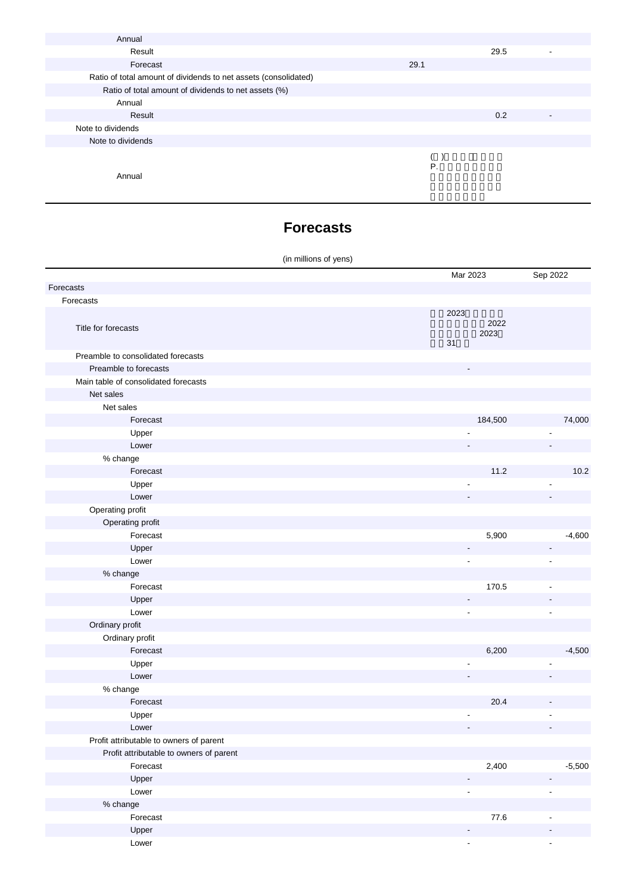| | | |
|---|---|---|
| Annual | | |
| Result | 29.5 | - |
| Forecast | 29.1 | |
| Ratio of total amount of dividends to net assets (consolidated) | | |
| Ratio of total amount of dividends to net assets (%) | | |
| Annual | | |
| Result | 0.2 | - |
| Note to dividends | | |
| Note to dividends | | |
| Annual | ( ) P. | |

# Forecasts

(in millions of yens)

| | Mar 2023 | Sep 2022 |
|---|---|---|
| Forecasts | | |
| Forecasts | | |
| Title for forecasts | 2023 2022 2023 31 | |
| Preamble to consolidated forecasts | | |
| Preamble to forecasts | - | |
| Main table of consolidated forecasts | | |
| Net sales | | |
| Net sales | | |
| Forecast | 184,500 | 74,000 |
| Upper | - | - |
| Lower | - | - |
| % change | | |
| Forecast | 11.2 | 10.2 |
| Upper | - | - |
| Lower | - | - |
| Operating profit | | |
| Operating profit | | |
| Forecast | 5,900 | -4,600 |
| Upper | - | - |
| Lower | - | - |
| % change | | |
| Forecast | 170.5 | - |
| Upper | - | - |
| Lower | - | - |
| Ordinary profit | | |
| Ordinary profit | | |
| Forecast | 6,200 | -4,500 |
| Upper | - | - |
| Lower | - | - |
| % change | | |
| Forecast | 20.4 | - |
| Upper | - | - |
| Lower | - | - |
| Profit attributable to owners of parent | | |
| Profit attributable to owners of parent | | |
| Forecast | 2,400 | -5,500 |
| Upper | - | - |
| Lower | - | - |
| % change | | |
| Forecast | 77.6 | - |
| Upper | - | - |
| Lower | - | - |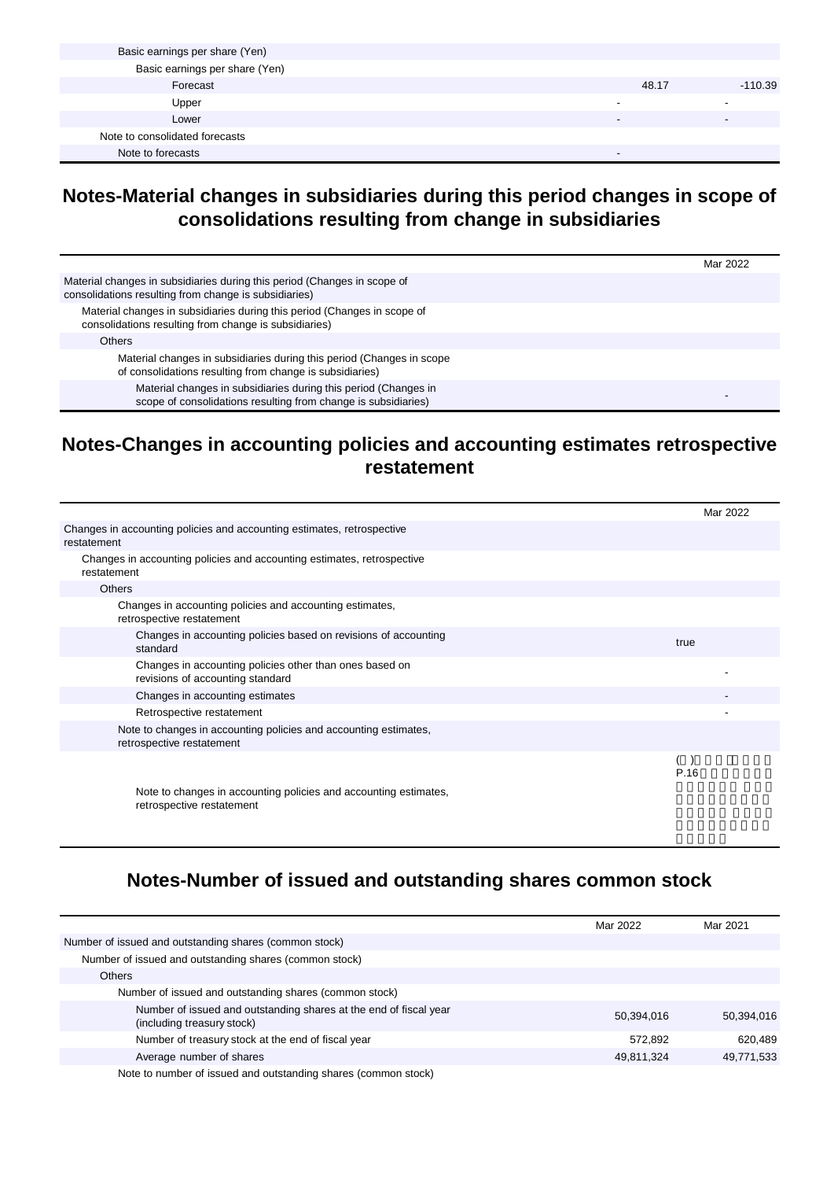| | | |
|---|---|---|
| Basic earnings per share (Yen) | | |
| Basic earnings per share (Yen) | | |
| Forecast | 48.17 | -110.39 |
| Upper | - | - |
| Lower | - | - |
| Note to consolidated forecasts | | |
| Note to forecasts | - | |

## Notes-Material changes in subsidiaries during this period changes in scope of consolidations resulting from change in subsidiaries

| | Mar 2022 |
|---|---|
| Material changes in subsidiaries during this period (Changes in scope of consolidations resulting from change is subsidiaries) | |
| Material changes in subsidiaries during this period (Changes in scope of consolidations resulting from change is subsidiaries) | |
| Others | |
| Material changes in subsidiaries during this period (Changes in scope of consolidations resulting from change is subsidiaries) | |
| Material changes in subsidiaries during this period (Changes in scope of consolidations resulting from change is subsidiaries) | - |

## Notes-Changes in accounting policies and accounting estimates retrospective restatement

| | Mar 2022 |
|---|---|
| Changes in accounting policies and accounting estimates, retrospective restatement | |
| Changes in accounting policies and accounting estimates, retrospective restatement | |
| Others | |
| Changes in accounting policies and accounting estimates, retrospective restatement | |
| Changes in accounting policies based on revisions of accounting standard | true |
| Changes in accounting policies other than ones based on revisions of accounting standard | - |
| Changes in accounting estimates | - |
| Retrospective restatement | - |
| Note to changes in accounting policies and accounting estimates, retrospective restatement | |
| Note to changes in accounting policies and accounting estimates, retrospective restatement | ( ) P.16 |

## Notes-Number of issued and outstanding shares common stock

| | Mar 2022 | Mar 2021 |
|---|---|---|
| Number of issued and outstanding shares (common stock) | | |
| Number of issued and outstanding shares (common stock) | | |
| Others | | |
| Number of issued and outstanding shares (common stock) | | |
| Number of issued and outstanding shares at the end of fiscal year (including treasury stock) | 50,394,016 | 50,394,016 |
| Number of treasury stock at the end of fiscal year | 572,892 | 620,489 |
| Average number of shares | 49,811,324 | 49,771,533 |
| Note to number of issued and outstanding shares (common stock) | | |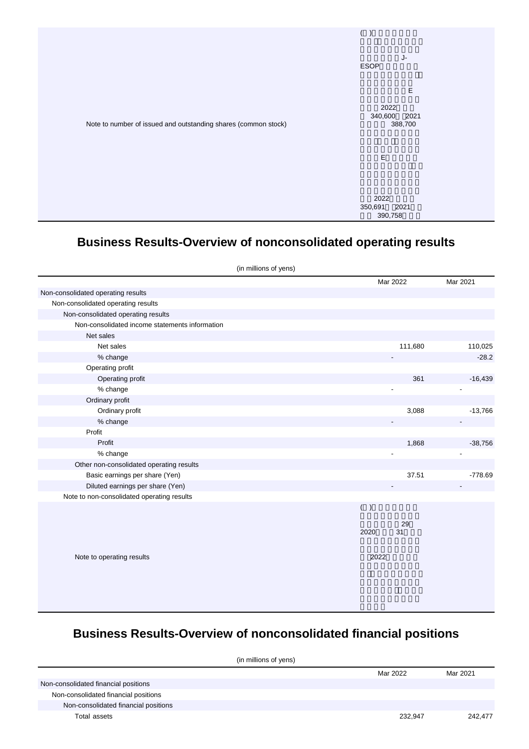| | |
|---|---|
| Note to number of issued and outstanding shares (common stock) | ( ) J-ESOP E 2022 340,600 2021 388,700 E 2022 350,691 2021 390,758 |

## Business Results-Overview of nonconsolidated operating results

(in millions of yens)

| | Mar 2022 | Mar 2021 |
|---|---|---|
| Non-consolidated operating results | | |
| Non-consolidated operating results | | |
| Non-consolidated operating results | | |
| Non-consolidated income statements information | | |
| Net sales | | |
| Net sales | 111,680 | 110,025 |
| % change | - | -28.2 |
| Operating profit | | |
| Operating profit | 361 | -16,439 |
| % change | - | - |
| Ordinary profit | | |
| Ordinary profit | 3,088 | -13,766 |
| % change | - | - |
| Profit | | |
| Profit | 1,868 | -38,756 |
| % change | - | - |
| Other non-consolidated operating results | | |
| Basic earnings per share (Yen) | 37.51 | -778.69 |
| Diluted earnings per share (Yen) | - | - |
| Note to non-consolidated operating results | | |
| Note to operating results | ( ) 29 2020 31 2022 | |

## Business Results-Overview of nonconsolidated financial positions

(in millions of yens)

| | Mar 2022 | Mar 2021 |
|---|---|---|
| Non-consolidated financial positions | | |
| Non-consolidated financial positions | | |
| Non-consolidated financial positions | | |
| Total assets | 232,947 | 242,477 |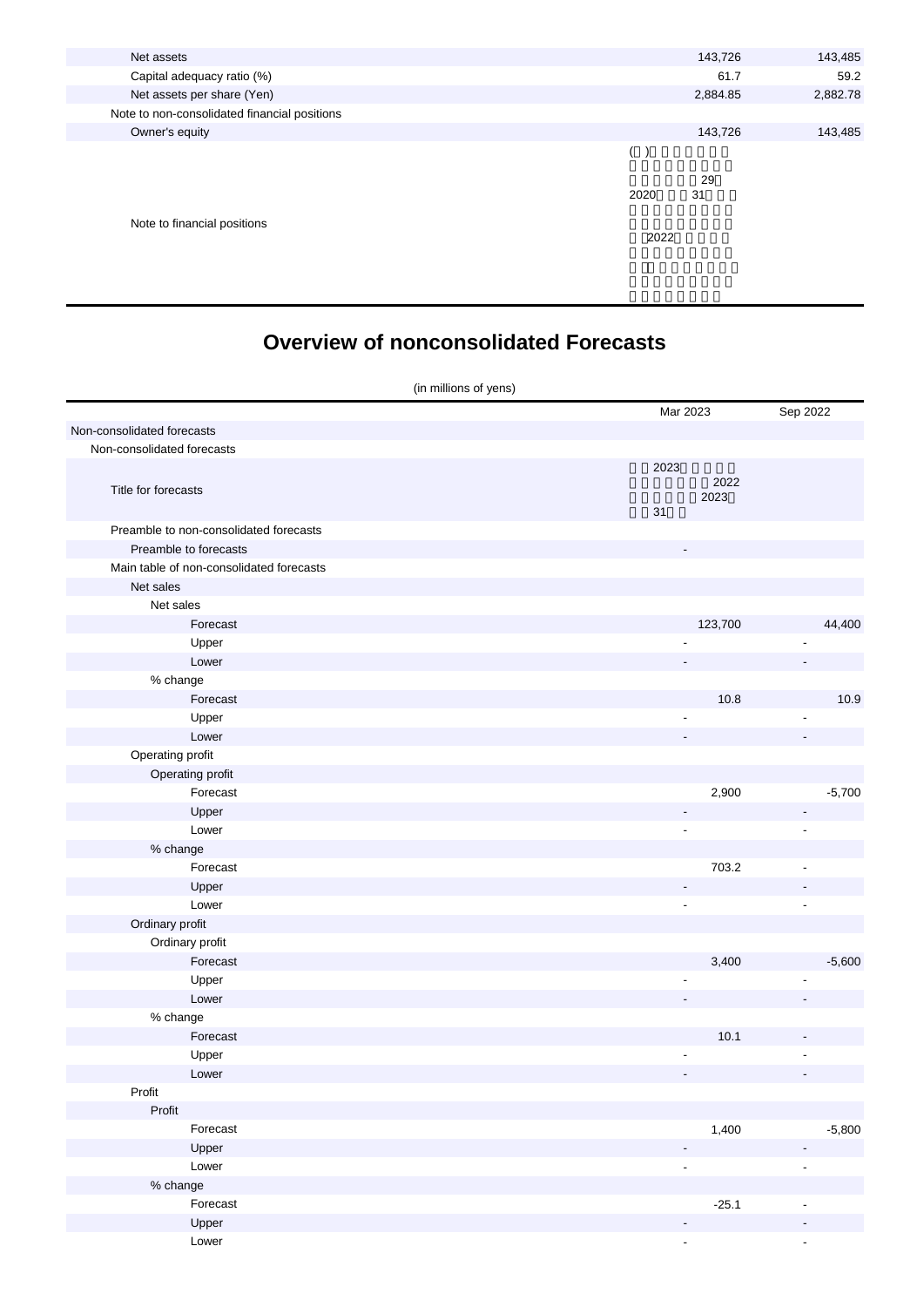| | | |
|---|---|---|
| Net assets | 143,726 | 143,485 |
| Capital adequacy ratio (%) | 61.7 | 59.2 |
| Net assets per share (Yen) | 2,884.85 | 2,882.78 |
| Note to non-consolidated financial positions | | |
| Owner's equity | 143,726 | 143,485 |
| Note to financial positions | ( ) 29 2020 31 2022 | |

# Overview of nonconsolidated Forecasts

(in millions of yens)

| | Mar 2023 | Sep 2022 |
|---|---|---|
| Non-consolidated forecasts | | |
| Non-consolidated forecasts | | |
| Title for forecasts | 2023 2022 2023 31 | |
| Preamble to non-consolidated forecasts | | |
| Preamble to forecasts | - | |
| Main table of non-consolidated forecasts | | |
| Net sales | | |
| Net sales | | |
| Forecast | 123,700 | 44,400 |
| Upper | - | - |
| Lower | - | - |
| % change | | |
| Forecast | 10.8 | 10.9 |
| Upper | - | - |
| Lower | - | - |
| Operating profit | | |
| Operating profit | | |
| Forecast | 2,900 | -5,700 |
| Upper | - | - |
| Lower | - | - |
| % change | | |
| Forecast | 703.2 | - |
| Upper | - | - |
| Lower | - | - |
| Ordinary profit | | |
| Ordinary profit | | |
| Forecast | 3,400 | -5,600 |
| Upper | - | - |
| Lower | - | - |
| % change | | |
| Forecast | 10.1 | - |
| Upper | - | - |
| Lower | - | - |
| Profit | | |
| Profit | | |
| Forecast | 1,400 | -5,800 |
| Upper | - | - |
| Lower | - | - |
| % change | | |
| Forecast | -25.1 | - |
| Upper | - | - |
| Lower | - | - |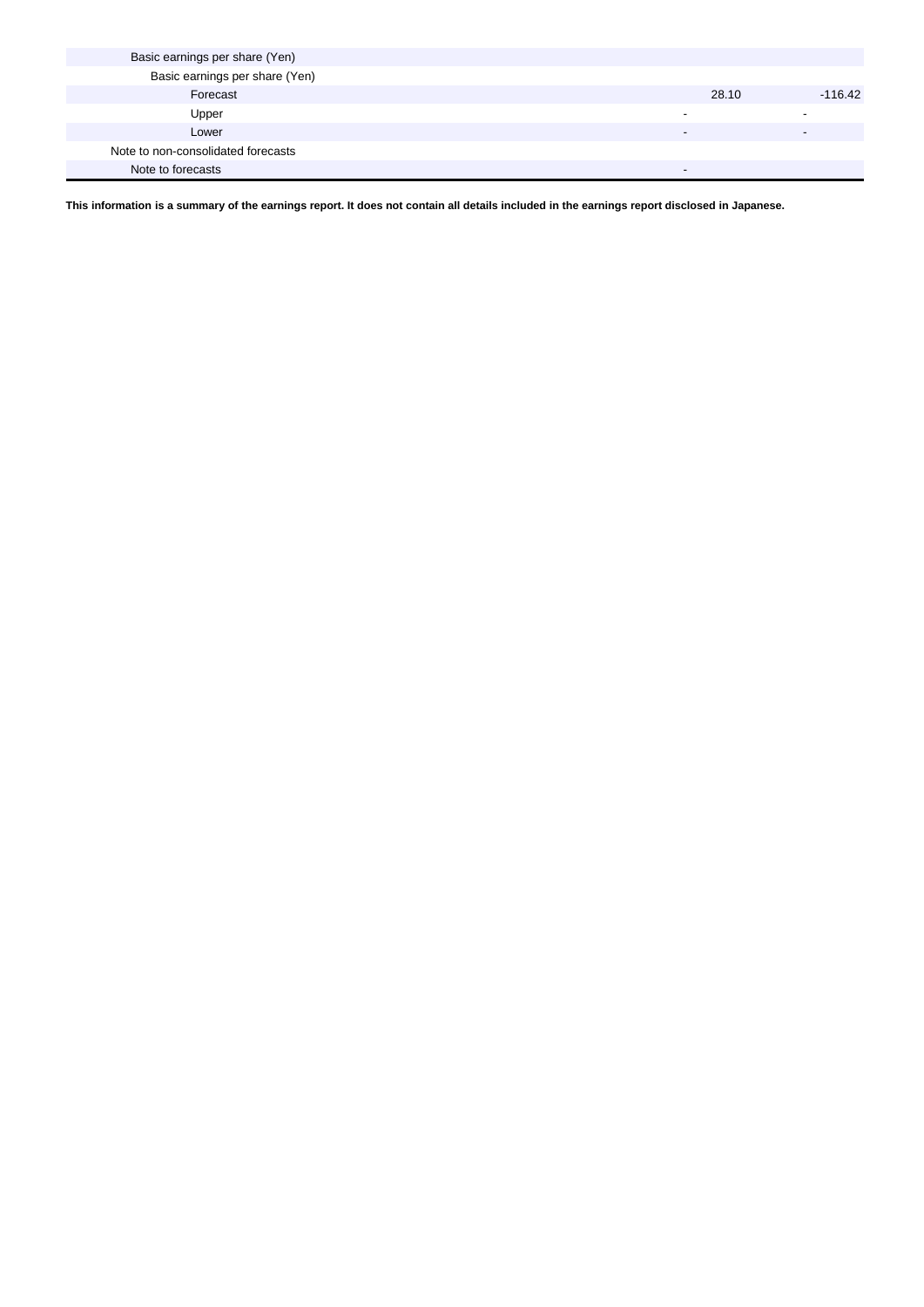| | | |
|---|---|---|
| Basic earnings per share (Yen) | | |
| Basic earnings per share (Yen) | | |
| Forecast | 28.10 | -116.42 |
| Upper | - | - |
| Lower | - | - |
| Note to non-consolidated forecasts | | |
| Note to forecasts | - | |

**This information is a summary of the earnings report. It does not contain all details included in the earnings report disclosed in Japanese.**